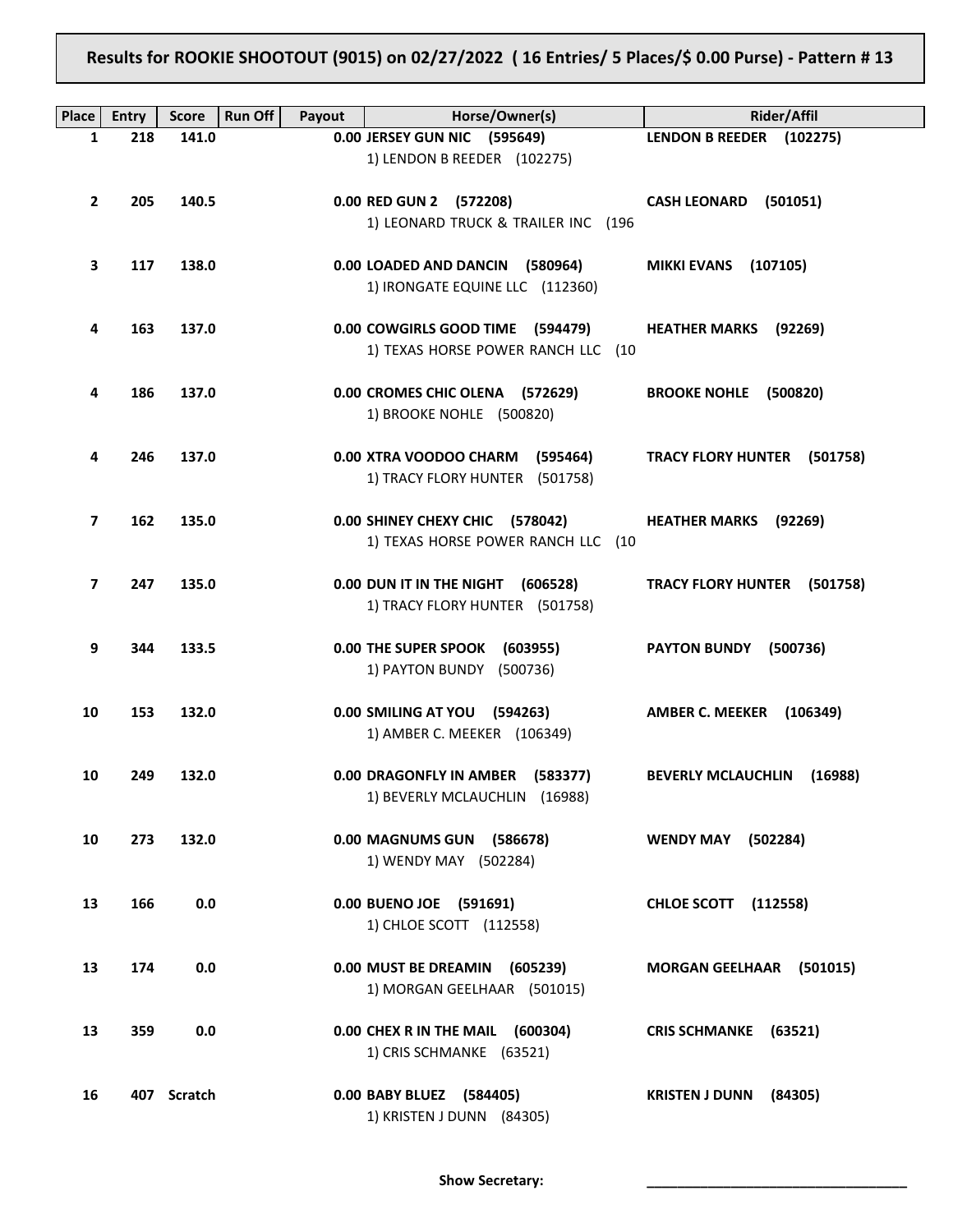# Results for ROOKIE SHOOTOUT (9015) on 02/27/2022 ( 16 Entries/ 5 Places/$ 0.00 Purse) - Pattern # 13

| Place | Entry | Score | Run Off | Payout | Horse/Owner(s) | Rider/Affil |
|---|---|---|---|---|---|---|
| 1 | 218 | 141.0 | | 0.00 | **JERSEY GUN NIC (595649)**<br>1) LENDON B REEDER (102275) | **LENDON B REEDER (102275)** |
| 2 | 205 | 140.5 | | 0.00 | **RED GUN 2 (572208)**<br>1) LEONARD TRUCK & TRAILER INC (196 | **CASH LEONARD (501051)** |
| 3 | 117 | 138.0 | | 0.00 | **LOADED AND DANCIN (580964)**<br>1) IRONGATE EQUINE LLC (112360) | **MIKKI EVANS (107105)** |
| 4 | 163 | 137.0 | | 0.00 | **COWGIRLS GOOD TIME (594479)**<br>1) TEXAS HORSE POWER RANCH LLC (10 | **HEATHER MARKS (92269)** |
| 4 | 186 | 137.0 | | 0.00 | **CROMES CHIC OLENA (572629)**<br>1) BROOKE NOHLE (500820) | **BROOKE NOHLE (500820)** |
| 4 | 246 | 137.0 | | 0.00 | **XTRA VOODOO CHARM (595464)**<br>1) TRACY FLORY HUNTER (501758) | **TRACY FLORY HUNTER (501758)** |
| 7 | 162 | 135.0 | | 0.00 | **SHINEY CHEXY CHIC (578042)**<br>1) TEXAS HORSE POWER RANCH LLC (10 | **HEATHER MARKS (92269)** |
| 7 | 247 | 135.0 | | 0.00 | **DUN IT IN THE NIGHT (606528)**<br>1) TRACY FLORY HUNTER (501758) | **TRACY FLORY HUNTER (501758)** |
| 9 | 344 | 133.5 | | 0.00 | **THE SUPER SPOOK (603955)**<br>1) PAYTON BUNDY (500736) | **PAYTON BUNDY (500736)** |
| 10 | 153 | 132.0 | | 0.00 | **SMILING AT YOU (594263)**<br>1) AMBER C. MEEKER (106349) | **AMBER C. MEEKER (106349)** |
| 10 | 249 | 132.0 | | 0.00 | **DRAGONFLY IN AMBER (583377)**<br>1) BEVERLY MCLAUCHLIN (16988) | **BEVERLY MCLAUCHLIN (16988)** |
| 10 | 273 | 132.0 | | 0.00 | **MAGNUMS GUN (586678)**<br>1) WENDY MAY (502284) | **WENDY MAY (502284)** |
| 13 | 166 | 0.0 | | 0.00 | **BUENO JOE (591691)**<br>1) CHLOE SCOTT (112558) | **CHLOE SCOTT (112558)** |
| 13 | 174 | 0.0 | | 0.00 | **MUST BE DREAMIN (605239)**<br>1) MORGAN GEELHAAR (501015) | **MORGAN GEELHAAR (501015)** |
| 13 | 359 | 0.0 | | 0.00 | **CHEX R IN THE MAIL (600304)**<br>1) CRIS SCHMANKE (63521) | **CRIS SCHMANKE (63521)** |
| 16 | 407 | Scratch | | 0.00 | **BABY BLUEZ (584405)**<br>1) KRISTEN J DUNN (84305) | **KRISTEN J DUNN (84305)** |

**Show Secretary:** ___________________________________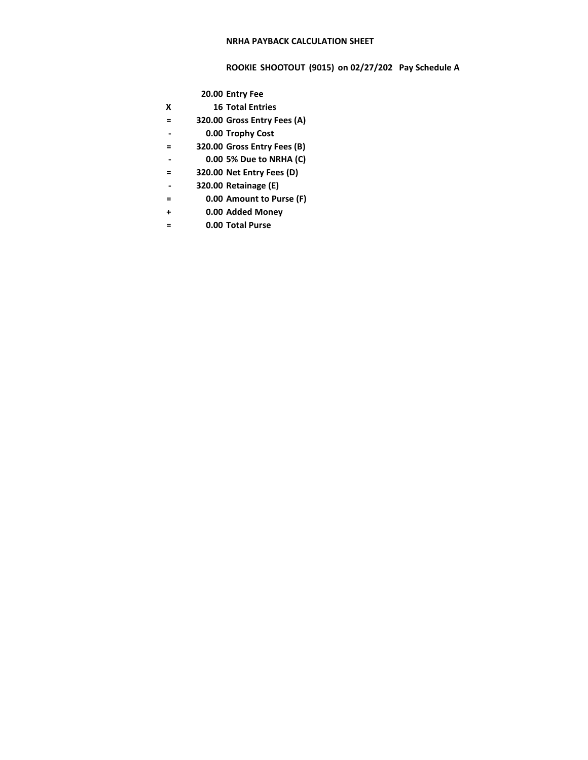**NRHA PAYBACK CALCULATION SHEET**

**ROOKIE SHOOTOUT (9015) on 02/27/202 Pay Schedule A**

| | | |
|---|---|---|
| | 20.00 | Entry Fee |
| X | 16 | Total Entries |
| = | 320.00 | Gross Entry Fees (A) |
| - | 0.00 | Trophy Cost |
| = | 320.00 | Gross Entry Fees (B) |
| - | 0.00 | 5% Due to NRHA (C) |
| = | 320.00 | Net Entry Fees (D) |
| - | 320.00 | Retainage (E) |
| = | 0.00 | Amount to Purse (F) |
| + | 0.00 | Added Money |
| = | 0.00 | Total Purse |